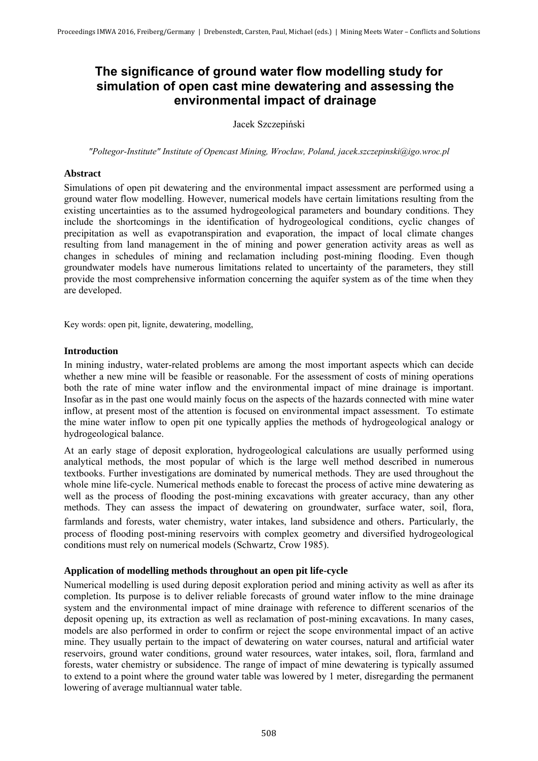# The significance of ground water flow modelling study for simulation of open cast mine dewatering and assessing the environmental impact of drainage

Jacek Szczepiński

*"Poltegor-Institute" Institute of Opencast Mining, Wrocław, Poland, jacek.szczepinski@igo.wroc.pl*

### Abstract

Simulations of open pit dewatering and the environmental impact assessment are performed using a ground water flow modelling. However, numerical models have certain limitations resulting from the existing uncertainties as to the assumed hydrogeological parameters and boundary conditions. They include the shortcomings in the identification of hydrogeological conditions, cyclic changes of precipitation as well as evapotranspiration and evaporation, the impact of local climate changes resulting from land management in the of mining and power generation activity areas as well as changes in schedules of mining and reclamation including post-mining flooding. Even though groundwater models have numerous limitations related to uncertainty of the parameters, they still provide the most comprehensive information concerning the aquifer system as of the time when they are developed.

Key words: open pit, lignite, dewatering, modelling,

### Introduction

In mining industry, water-related problems are among the most important aspects which can decide whether a new mine will be feasible or reasonable. For the assessment of costs of mining operations both the rate of mine water inflow and the environmental impact of mine drainage is important. Insofar as in the past one would mainly focus on the aspects of the hazards connected with mine water inflow, at present most of the attention is focused on environmental impact assessment. To estimate the mine water inflow to open pit one typically applies the methods of hydrogeological analogy or hydrogeological balance.

At an early stage of deposit exploration, hydrogeological calculations are usually performed using analytical methods, the most popular of which is the large well method described in numerous textbooks. Further investigations are dominated by numerical methods. They are used throughout the whole mine life-cycle. Numerical methods enable to forecast the process of active mine dewatering as well as the process of flooding the post-mining excavations with greater accuracy, than any other methods. They can assess the impact of dewatering on groundwater, surface water, soil, flora, farmlands and forests, water chemistry, water intakes, land subsidence and others. Particularly, the process of flooding post-mining reservoirs with complex geometry and diversified hydrogeological conditions must rely on numerical models (Schwartz, Crow 1985).

### Application of modelling methods throughout an open pit life-cycle

Numerical modelling is used during deposit exploration period and mining activity as well as after its completion. Its purpose is to deliver reliable forecasts of ground water inflow to the mine drainage system and the environmental impact of mine drainage with reference to different scenarios of the deposit opening up, its extraction as well as reclamation of post-mining excavations. In many cases, models are also performed in order to confirm or reject the scope environmental impact of an active mine. They usually pertain to the impact of dewatering on water courses, natural and artificial water reservoirs, ground water conditions, ground water resources, water intakes, soil, flora, farmland and forests, water chemistry or subsidence. The range of impact of mine dewatering is typically assumed to extend to a point where the ground water table was lowered by 1 meter, disregarding the permanent lowering of average multiannual water table.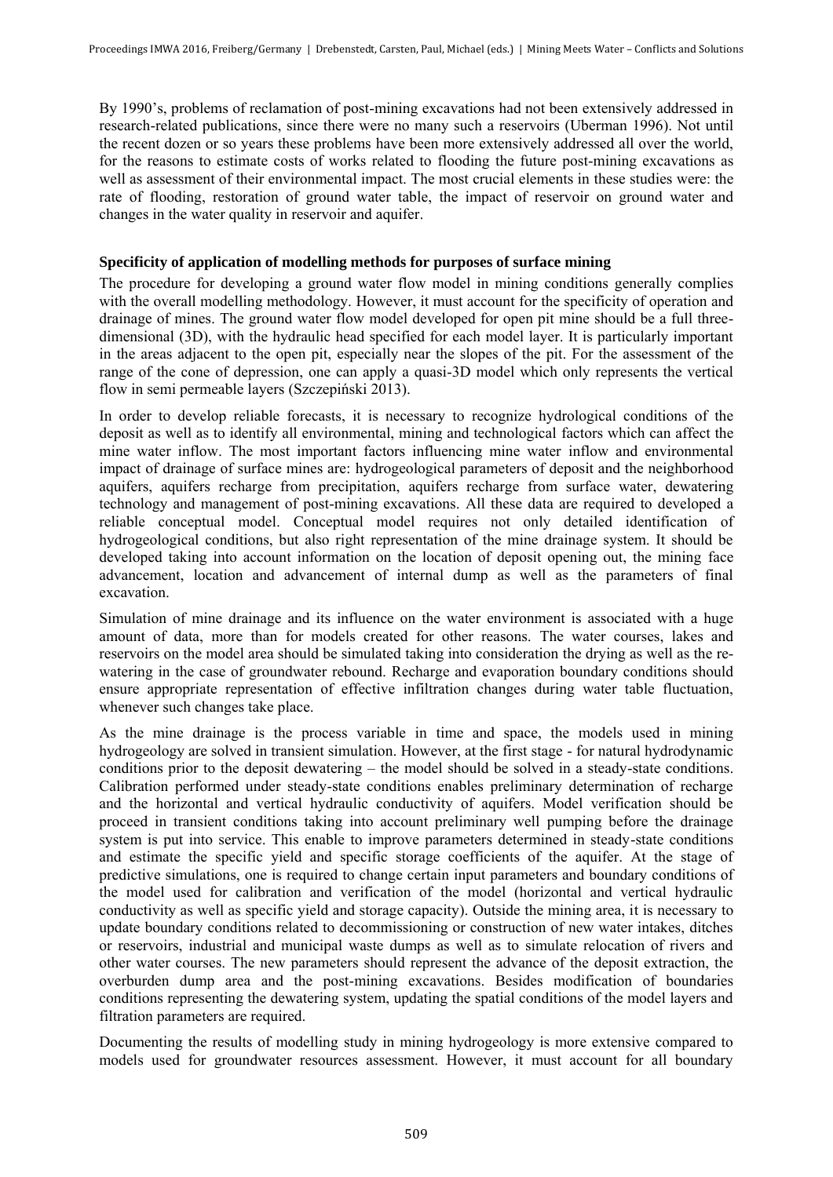By 1990's, problems of reclamation of post-mining excavations had not been extensively addressed in research-related publications, since there were no many such a reservoirs (Uberman 1996). Not until the recent dozen or so years these problems have been more extensively addressed all over the world, for the reasons to estimate costs of works related to flooding the future post-mining excavations as well as assessment of their environmental impact. The most crucial elements in these studies were: the rate of flooding, restoration of ground water table, the impact of reservoir on ground water and changes in the water quality in reservoir and aquifer.

**Specificity of application of modelling methods for purposes of surface mining**

The procedure for developing a ground water flow model in mining conditions generally complies with the overall modelling methodology. However, it must account for the specificity of operation and drainage of mines. The ground water flow model developed for open pit mine should be a full three-dimensional (3D), with the hydraulic head specified for each model layer. It is particularly important in the areas adjacent to the open pit, especially near the slopes of the pit. For the assessment of the range of the cone of depression, one can apply a quasi-3D model which only represents the vertical flow in semi permeable layers (Szczepiński 2013).

In order to develop reliable forecasts, it is necessary to recognize hydrological conditions of the deposit as well as to identify all environmental, mining and technological factors which can affect the mine water inflow. The most important factors influencing mine water inflow and environmental impact of drainage of surface mines are: hydrogeological parameters of deposit and the neighborhood aquifers, aquifers recharge from precipitation, aquifers recharge from surface water, dewatering technology and management of post-mining excavations. All these data are required to developed a reliable conceptual model. Conceptual model requires not only detailed identification of hydrogeological conditions, but also right representation of the mine drainage system. It should be developed taking into account information on the location of deposit opening out, the mining face advancement, location and advancement of internal dump as well as the parameters of final excavation.

Simulation of mine drainage and its influence on the water environment is associated with a huge amount of data, more than for models created for other reasons. The water courses, lakes and reservoirs on the model area should be simulated taking into consideration the drying as well as the re-watering in the case of groundwater rebound. Recharge and evaporation boundary conditions should ensure appropriate representation of effective infiltration changes during water table fluctuation, whenever such changes take place.

As the mine drainage is the process variable in time and space, the models used in mining hydrogeology are solved in transient simulation. However, at the first stage - for natural hydrodynamic conditions prior to the deposit dewatering – the model should be solved in a steady-state conditions. Calibration performed under steady-state conditions enables preliminary determination of recharge and the horizontal and vertical hydraulic conductivity of aquifers. Model verification should be proceed in transient conditions taking into account preliminary well pumping before the drainage system is put into service. This enable to improve parameters determined in steady-state conditions and estimate the specific yield and specific storage coefficients of the aquifer. At the stage of predictive simulations, one is required to change certain input parameters and boundary conditions of the model used for calibration and verification of the model (horizontal and vertical hydraulic conductivity as well as specific yield and storage capacity). Outside the mining area, it is necessary to update boundary conditions related to decommissioning or construction of new water intakes, ditches or reservoirs, industrial and municipal waste dumps as well as to simulate relocation of rivers and other water courses. The new parameters should represent the advance of the deposit extraction, the overburden dump area and the post-mining excavations. Besides modification of boundaries conditions representing the dewatering system, updating the spatial conditions of the model layers and filtration parameters are required.

Documenting the results of modelling study in mining hydrogeology is more extensive compared to models used for groundwater resources assessment. However, it must account for all boundary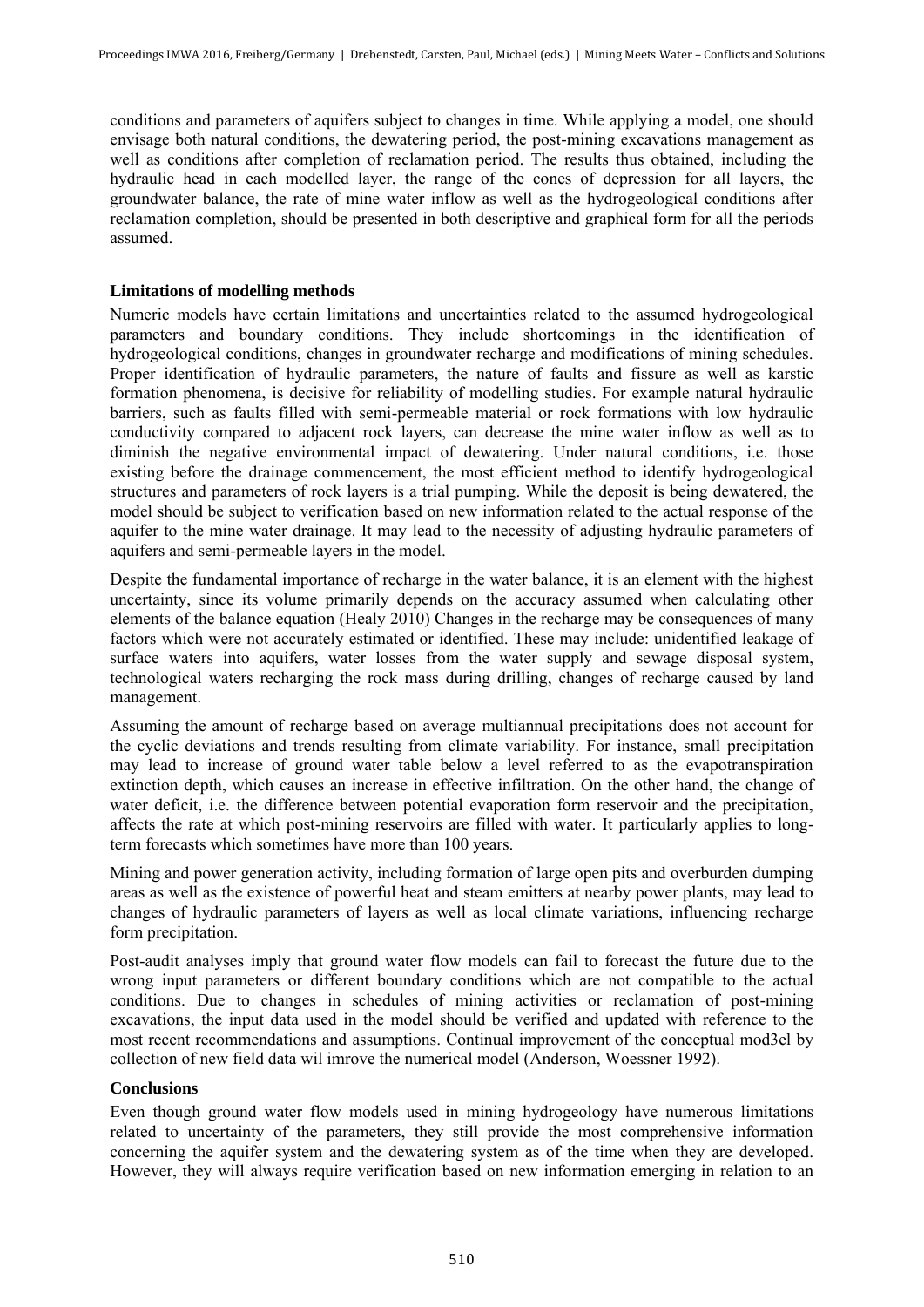conditions and parameters of aquifers subject to changes in time. While applying a model, one should envisage both natural conditions, the dewatering period, the post-mining excavations management as well as conditions after completion of reclamation period. The results thus obtained, including the hydraulic head in each modelled layer, the range of the cones of depression for all layers, the groundwater balance, the rate of mine water inflow as well as the hydrogeological conditions after reclamation completion, should be presented in both descriptive and graphical form for all the periods assumed.

**Limitations of modelling methods**

Numeric models have certain limitations and uncertainties related to the assumed hydrogeological parameters and boundary conditions. They include shortcomings in the identification of hydrogeological conditions, changes in groundwater recharge and modifications of mining schedules. Proper identification of hydraulic parameters, the nature of faults and fissure as well as karstic formation phenomena, is decisive for reliability of modelling studies. For example natural hydraulic barriers, such as faults filled with semi-permeable material or rock formations with low hydraulic conductivity compared to adjacent rock layers, can decrease the mine water inflow as well as to diminish the negative environmental impact of dewatering. Under natural conditions, i.e. those existing before the drainage commencement, the most efficient method to identify hydrogeological structures and parameters of rock layers is a trial pumping. While the deposit is being dewatered, the model should be subject to verification based on new information related to the actual response of the aquifer to the mine water drainage. It may lead to the necessity of adjusting hydraulic parameters of aquifers and semi-permeable layers in the model.

Despite the fundamental importance of recharge in the water balance, it is an element with the highest uncertainty, since its volume primarily depends on the accuracy assumed when calculating other elements of the balance equation (Healy 2010) Changes in the recharge may be consequences of many factors which were not accurately estimated or identified. These may include: unidentified leakage of surface waters into aquifers, water losses from the water supply and sewage disposal system, technological waters recharging the rock mass during drilling, changes of recharge caused by land management.

Assuming the amount of recharge based on average multiannual precipitations does not account for the cyclic deviations and trends resulting from climate variability. For instance, small precipitation may lead to increase of ground water table below a level referred to as the evapotranspiration extinction depth, which causes an increase in effective infiltration. On the other hand, the change of water deficit, i.e. the difference between potential evaporation form reservoir and the precipitation, affects the rate at which post-mining reservoirs are filled with water. It particularly applies to long-term forecasts which sometimes have more than 100 years.

Mining and power generation activity, including formation of large open pits and overburden dumping areas as well as the existence of powerful heat and steam emitters at nearby power plants, may lead to changes of hydraulic parameters of layers as well as local climate variations, influencing recharge form precipitation.

Post-audit analyses imply that ground water flow models can fail to forecast the future due to the wrong input parameters or different boundary conditions which are not compatible to the actual conditions. Due to changes in schedules of mining activities or reclamation of post-mining excavations, the input data used in the model should be verified and updated with reference to the most recent recommendations and assumptions. Continual improvement of the conceptual mod3el by collection of new field data wil imrove the numerical model (Anderson, Woessner 1992).

**Conclusions**

Even though ground water flow models used in mining hydrogeology have numerous limitations related to uncertainty of the parameters, they still provide the most comprehensive information concerning the aquifer system and the dewatering system as of the time when they are developed. However, they will always require verification based on new information emerging in relation to an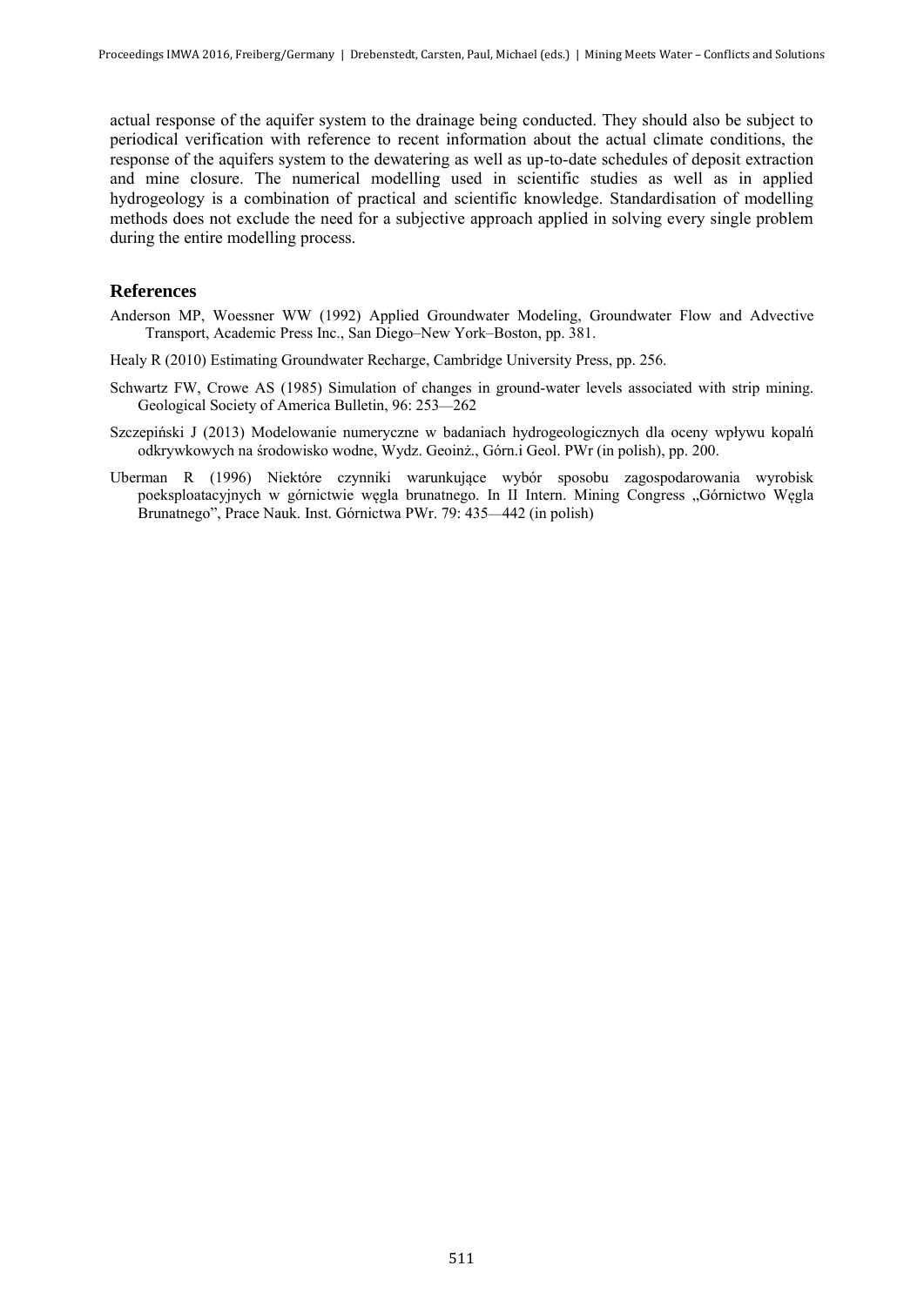actual response of the aquifer system to the drainage being conducted. They should also be subject to periodical verification with reference to recent information about the actual climate conditions, the response of the aquifers system to the dewatering as well as up-to-date schedules of deposit extraction and mine closure. The numerical modelling used in scientific studies as well as in applied hydrogeology is a combination of practical and scientific knowledge. Standardisation of modelling methods does not exclude the need for a subjective approach applied in solving every single problem during the entire modelling process.

## References

Anderson MP, Woessner WW (1992) Applied Groundwater Modeling, Groundwater Flow and Advective Transport, Academic Press Inc., San Diego–New York–Boston, pp. 381.

Healy R (2010) Estimating Groundwater Recharge, Cambridge University Press, pp. 256.

Schwartz FW, Crowe AS (1985) Simulation of changes in ground-water levels associated with strip mining. Geological Society of America Bulletin, 96: 253—262

Szczepiński J (2013) Modelowanie numeryczne w badaniach hydrogeologicznych dla oceny wpływu kopalń odkrywkowych na środowisko wodne, Wydz. Geoinż., Górn.i Geol. PWr (in polish), pp. 200.

Uberman R (1996) Niektóre czynniki warunkujące wybór sposobu zagospodarowania wyrobisk poeksploatacyjnych w górnictwie węgla brunatnego. In II Intern. Mining Congress „Górnictwo Węgla Brunatnego", Prace Nauk. Inst. Górnictwa PWr. 79: 435—442 (in polish)